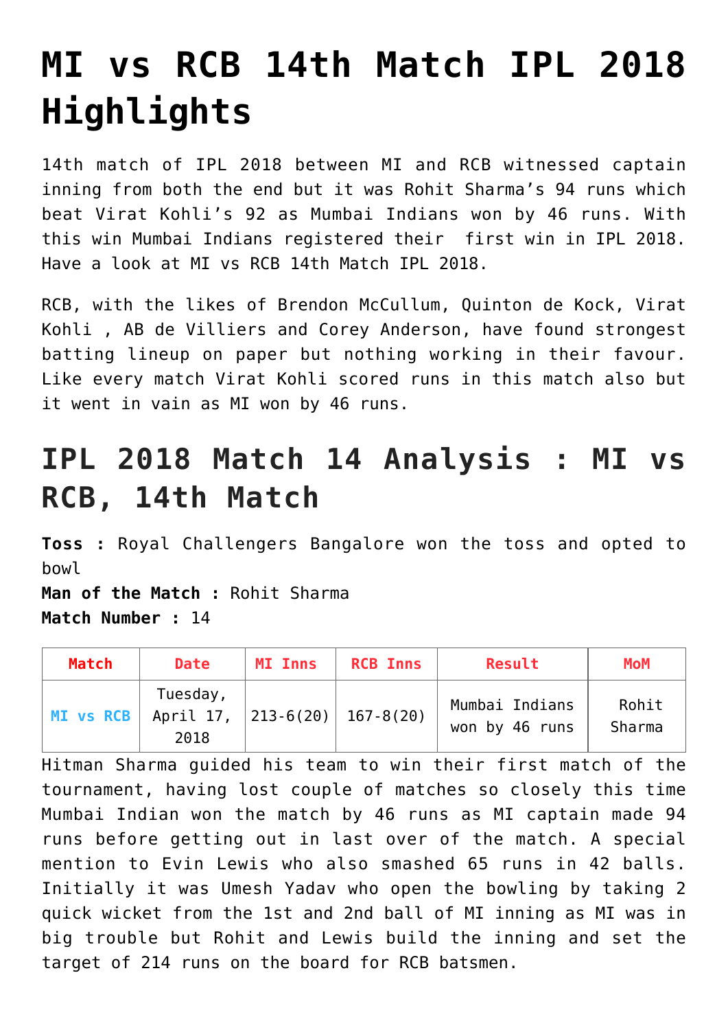# MI vs RCB 14th Match IPL 2018 Highlights

14th match of IPL 2018 between MI and RCB witnessed captain inning from both the end but it was Rohit Sharma's 94 runs which beat Virat Kohli's 92 as Mumbai Indians won by 46 runs. With this win Mumbai Indians registered their first win in IPL 2018. Have a look at MI vs RCB 14th Match IPL 2018.

RCB, with the likes of Brendon McCullum, Quinton de Kock, Virat Kohli , AB de Villiers and Corey Anderson, have found strongest batting lineup on paper but nothing working in their favour. Like every match Virat Kohli scored runs in this match also but it went in vain as MI won by 46 runs.

## IPL 2018 Match 14 Analysis : MI vs RCB, 14th Match

**Toss :** Royal Challengers Bangalore won the toss and opted to bowl
**Man of the Match :** Rohit Sharma
**Match Number :** 14

| Match | Date | MI Inns | RCB Inns | Result | MoM |
|---|---|---|---|---|---|
| MI vs RCB | Tuesday, April 17, 2018 | 213-6(20) | 167-8(20) | Mumbai Indians won by 46 runs | Rohit Sharma |

Hitman Sharma guided his team to win their first match of the tournament, having lost couple of matches so closely this time Mumbai Indian won the match by 46 runs as MI captain made 94 runs before getting out in last over of the match. A special mention to Evin Lewis who also smashed 65 runs in 42 balls. Initially it was Umesh Yadav who open the bowling by taking 2 quick wicket from the 1st and 2nd ball of MI inning as MI was in big trouble but Rohit and Lewis build the inning and set the target of 214 runs on the board for RCB batsmen.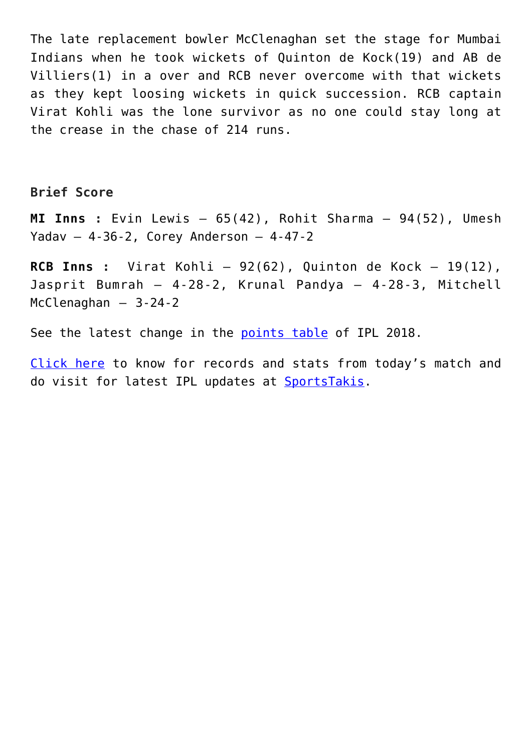The late replacement bowler McClenaghan set the stage for Mumbai Indians when he took wickets of Quinton de Kock(19) and AB de Villiers(1) in a over and RCB never overcome with that wickets as they kept loosing wickets in quick succession. RCB captain Virat Kohli was the lone survivor as no one could stay long at the crease in the chase of 214 runs.

**Brief Score**

**MI Inns :** Evin Lewis – 65(42), Rohit Sharma – 94(52), Umesh Yadav – 4-36-2, Corey Anderson – 4-47-2

**RCB Inns :** Virat Kohli – 92(62), Quinton de Kock – 19(12), Jasprit Bumrah – 4-28-2, Krunal Pandya – 4-28-3, Mitchell McClenaghan – 3-24-2

See the latest change in the points table of IPL 2018.

Click here to know for records and stats from today's match and do visit for latest IPL updates at SportsTakis.